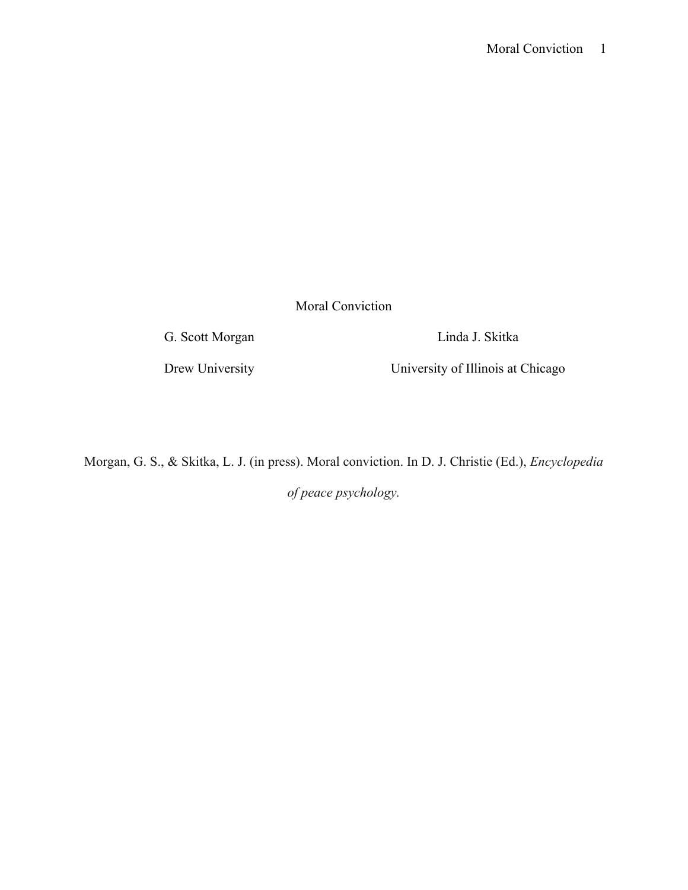# Moral Conviction

G. Scott Morgan — Drew University

Linda J. Skitka — University of Illinois at Chicago

Morgan, G. S., & Skitka, L. J. (in press). Moral conviction. In D. J. Christie (Ed.), *Encyclopedia of peace psychology.*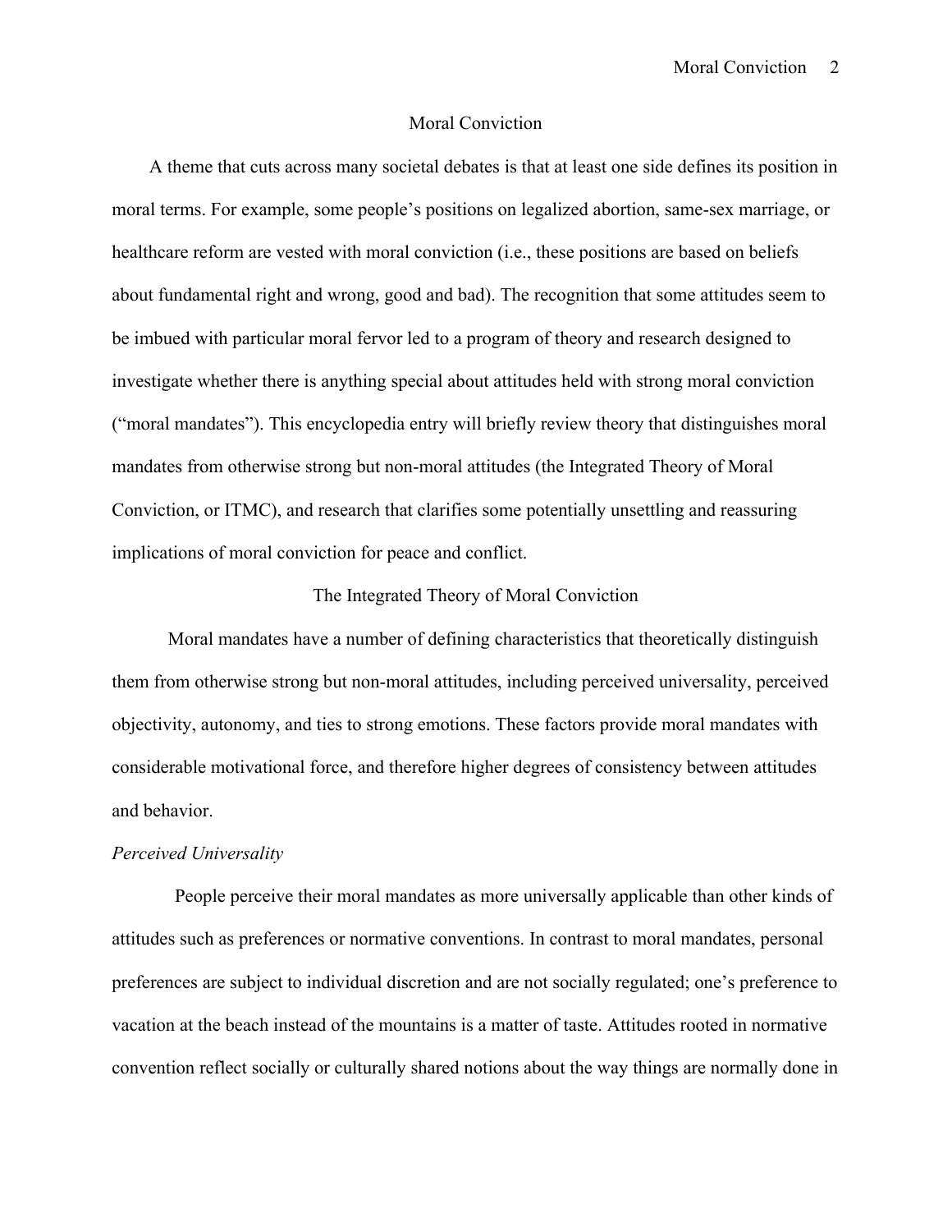# Moral Conviction

A theme that cuts across many societal debates is that at least one side defines its position in moral terms. For example, some people's positions on legalized abortion, same-sex marriage, or healthcare reform are vested with moral conviction (i.e., these positions are based on beliefs about fundamental right and wrong, good and bad). The recognition that some attitudes seem to be imbued with particular moral fervor led to a program of theory and research designed to investigate whether there is anything special about attitudes held with strong moral conviction ("moral mandates"). This encyclopedia entry will briefly review theory that distinguishes moral mandates from otherwise strong but non-moral attitudes (the Integrated Theory of Moral Conviction, or ITMC), and research that clarifies some potentially unsettling and reassuring implications of moral conviction for peace and conflict.

## The Integrated Theory of Moral Conviction

Moral mandates have a number of defining characteristics that theoretically distinguish them from otherwise strong but non-moral attitudes, including perceived universality, perceived objectivity, autonomy, and ties to strong emotions. These factors provide moral mandates with considerable motivational force, and therefore higher degrees of consistency between attitudes and behavior.

### *Perceived Universality*

People perceive their moral mandates as more universally applicable than other kinds of attitudes such as preferences or normative conventions. In contrast to moral mandates, personal preferences are subject to individual discretion and are not socially regulated; one's preference to vacation at the beach instead of the mountains is a matter of taste. Attitudes rooted in normative convention reflect socially or culturally shared notions about the way things are normally done in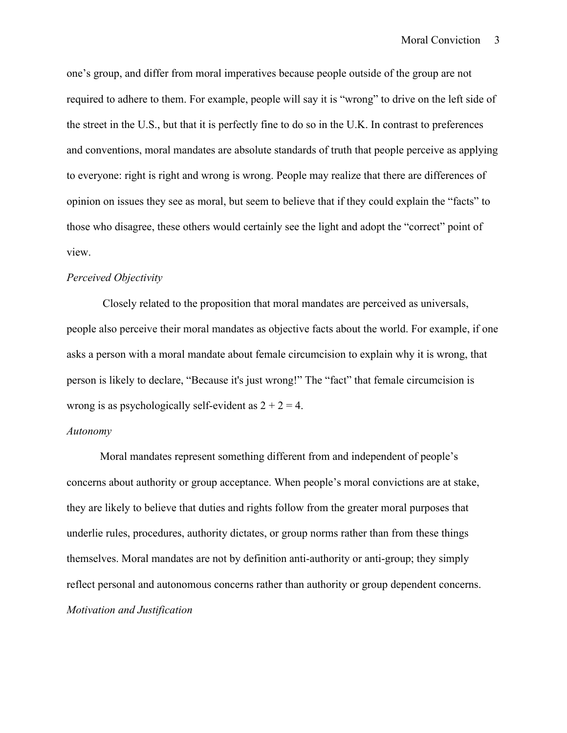one's group, and differ from moral imperatives because people outside of the group are not required to adhere to them. For example, people will say it is "wrong" to drive on the left side of the street in the U.S., but that it is perfectly fine to do so in the U.K. In contrast to preferences and conventions, moral mandates are absolute standards of truth that people perceive as applying to everyone: right is right and wrong is wrong. People may realize that there are differences of opinion on issues they see as moral, but seem to believe that if they could explain the "facts" to those who disagree, these others would certainly see the light and adopt the "correct" point of view.

*Perceived Objectivity*

Closely related to the proposition that moral mandates are perceived as universals, people also perceive their moral mandates as objective facts about the world. For example, if one asks a person with a moral mandate about female circumcision to explain why it is wrong, that person is likely to declare, "Because it's just wrong!" The "fact" that female circumcision is wrong is as psychologically self-evident as 2 + 2 = 4.

*Autonomy*

Moral mandates represent something different from and independent of people's concerns about authority or group acceptance. When people's moral convictions are at stake, they are likely to believe that duties and rights follow from the greater moral purposes that underlie rules, procedures, authority dictates, or group norms rather than from these things themselves. Moral mandates are not by definition anti-authority or anti-group; they simply reflect personal and autonomous concerns rather than authority or group dependent concerns.

*Motivation and Justification*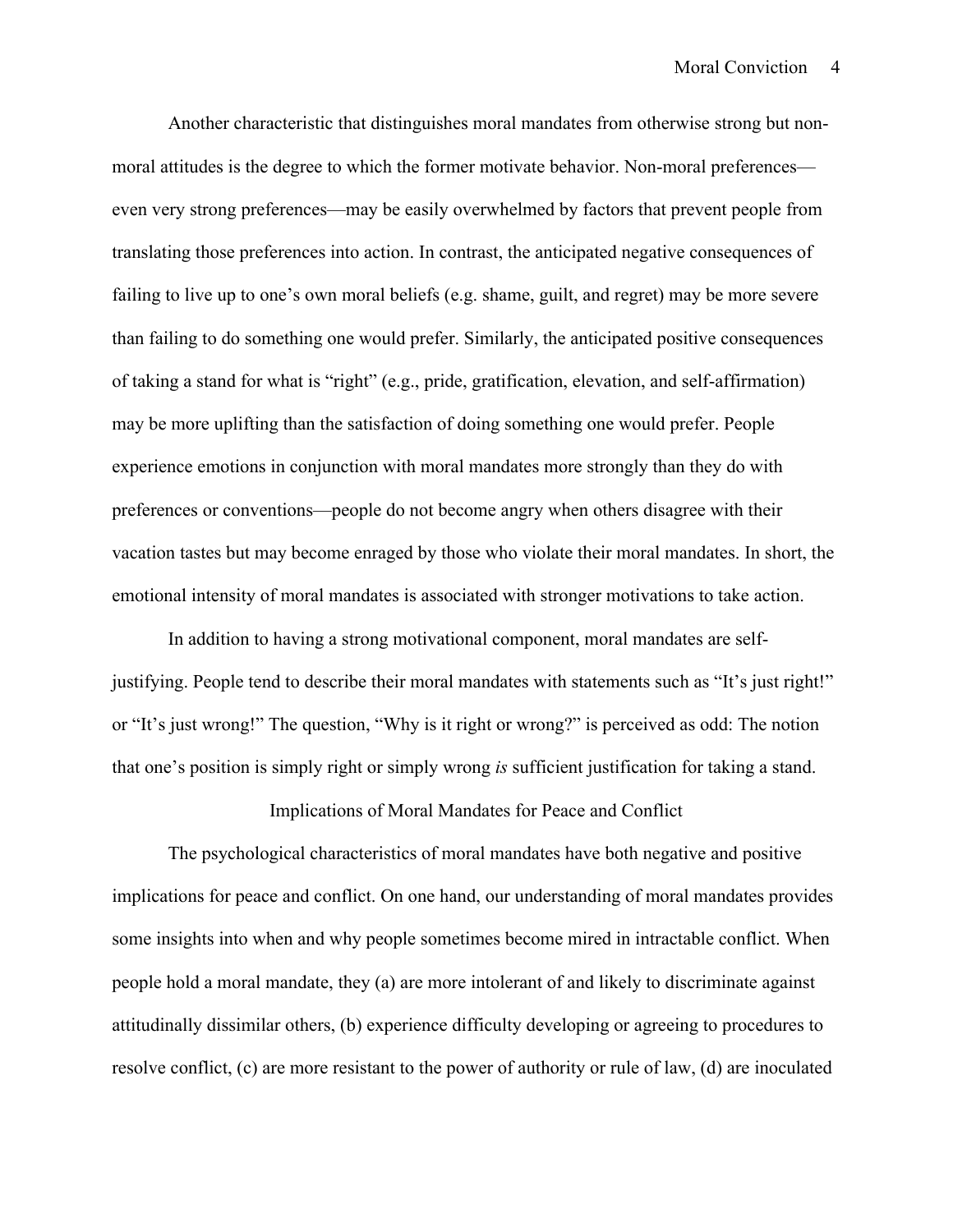Another characteristic that distinguishes moral mandates from otherwise strong but non-moral attitudes is the degree to which the former motivate behavior. Non-moral preferences—even very strong preferences—may be easily overwhelmed by factors that prevent people from translating those preferences into action. In contrast, the anticipated negative consequences of failing to live up to one's own moral beliefs (e.g. shame, guilt, and regret) may be more severe than failing to do something one would prefer. Similarly, the anticipated positive consequences of taking a stand for what is "right" (e.g., pride, gratification, elevation, and self-affirmation) may be more uplifting than the satisfaction of doing something one would prefer. People experience emotions in conjunction with moral mandates more strongly than they do with preferences or conventions—people do not become angry when others disagree with their vacation tastes but may become enraged by those who violate their moral mandates. In short, the emotional intensity of moral mandates is associated with stronger motivations to take action.

In addition to having a strong motivational component, moral mandates are self-justifying. People tend to describe their moral mandates with statements such as "It's just right!" or "It's just wrong!" The question, "Why is it right or wrong?" is perceived as odd: The notion that one's position is simply right or simply wrong *is* sufficient justification for taking a stand.

## Implications of Moral Mandates for Peace and Conflict

The psychological characteristics of moral mandates have both negative and positive implications for peace and conflict. On one hand, our understanding of moral mandates provides some insights into when and why people sometimes become mired in intractable conflict. When people hold a moral mandate, they (a) are more intolerant of and likely to discriminate against attitudinally dissimilar others, (b) experience difficulty developing or agreeing to procedures to resolve conflict, (c) are more resistant to the power of authority or rule of law, (d) are inoculated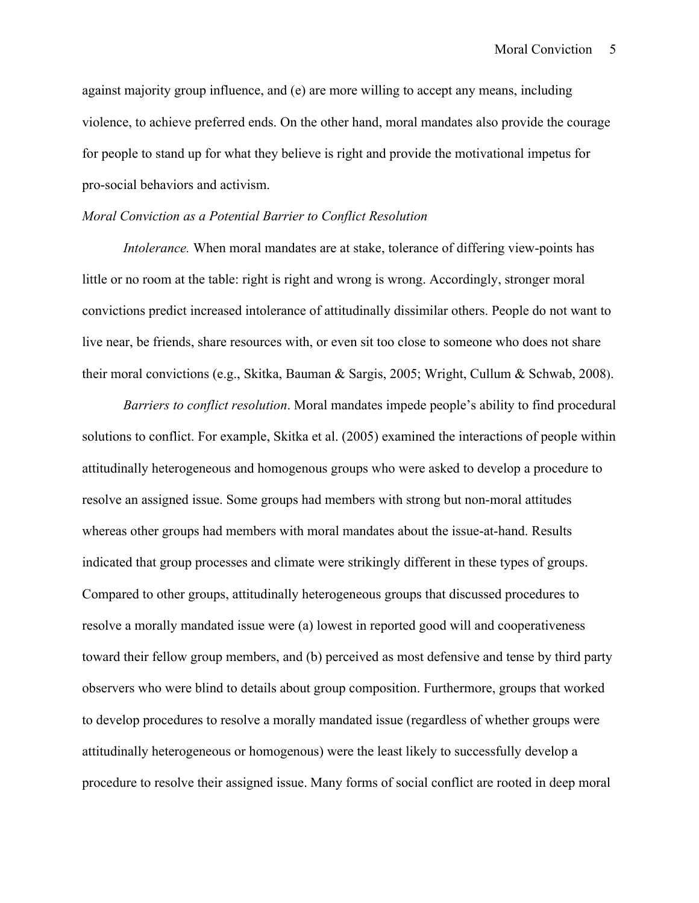against majority group influence, and (e) are more willing to accept any means, including violence, to achieve preferred ends. On the other hand, moral mandates also provide the courage for people to stand up for what they believe is right and provide the motivational impetus for pro-social behaviors and activism.

*Moral Conviction as a Potential Barrier to Conflict Resolution*

*Intolerance.* When moral mandates are at stake, tolerance of differing view-points has little or no room at the table: right is right and wrong is wrong. Accordingly, stronger moral convictions predict increased intolerance of attitudinally dissimilar others. People do not want to live near, be friends, share resources with, or even sit too close to someone who does not share their moral convictions (e.g., Skitka, Bauman & Sargis, 2005; Wright, Cullum & Schwab, 2008).

*Barriers to conflict resolution*. Moral mandates impede people's ability to find procedural solutions to conflict. For example, Skitka et al. (2005) examined the interactions of people within attitudinally heterogeneous and homogenous groups who were asked to develop a procedure to resolve an assigned issue. Some groups had members with strong but non-moral attitudes whereas other groups had members with moral mandates about the issue-at-hand. Results indicated that group processes and climate were strikingly different in these types of groups. Compared to other groups, attitudinally heterogeneous groups that discussed procedures to resolve a morally mandated issue were (a) lowest in reported good will and cooperativeness toward their fellow group members, and (b) perceived as most defensive and tense by third party observers who were blind to details about group composition. Furthermore, groups that worked to develop procedures to resolve a morally mandated issue (regardless of whether groups were attitudinally heterogeneous or homogenous) were the least likely to successfully develop a procedure to resolve their assigned issue. Many forms of social conflict are rooted in deep moral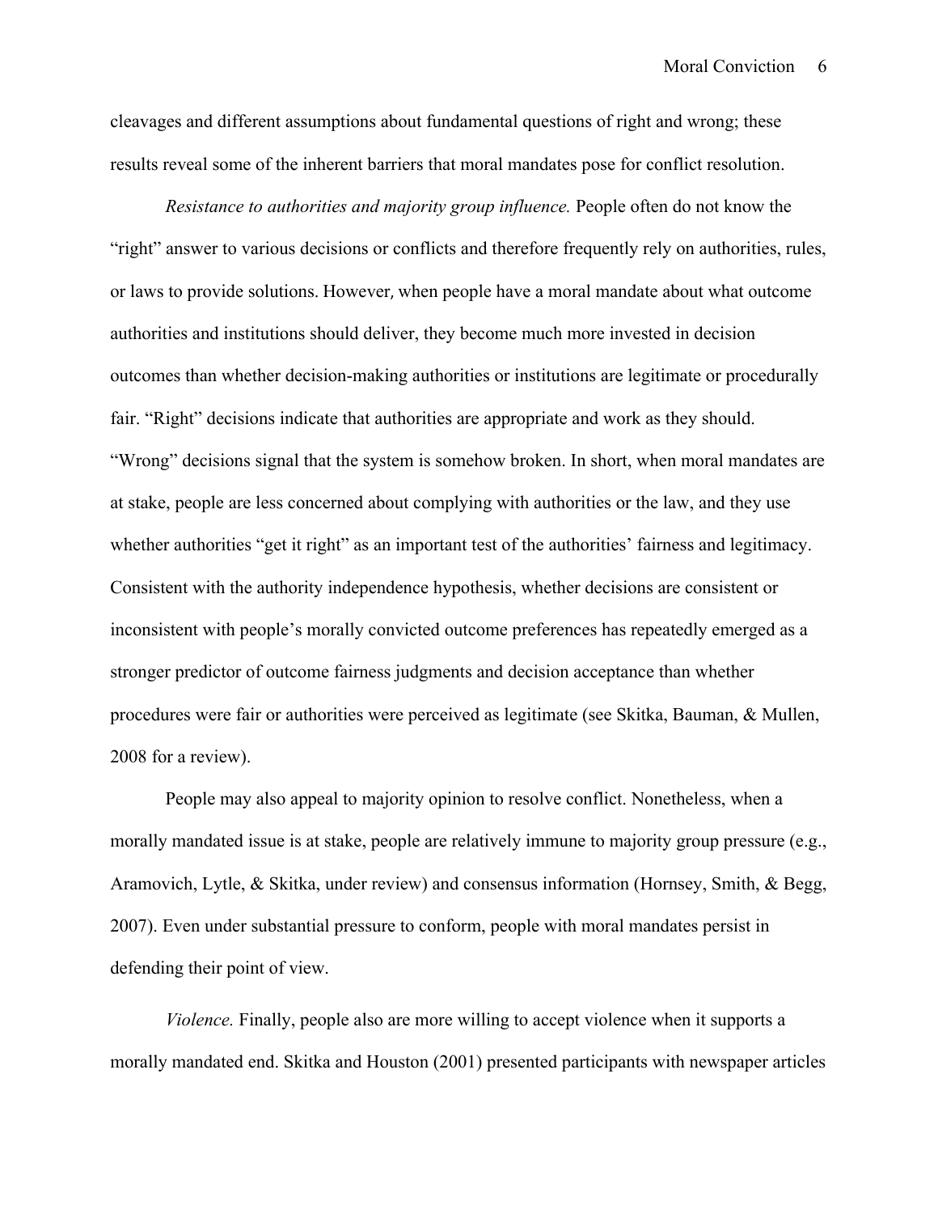cleavages and different assumptions about fundamental questions of right and wrong; these results reveal some of the inherent barriers that moral mandates pose for conflict resolution.

*Resistance to authorities and majority group influence.* People often do not know the “right” answer to various decisions or conflicts and therefore frequently rely on authorities, rules, or laws to provide solutions. However, when people have a moral mandate about what outcome authorities and institutions should deliver, they become much more invested in decision outcomes than whether decision-making authorities or institutions are legitimate or procedurally fair. “Right” decisions indicate that authorities are appropriate and work as they should. “Wrong” decisions signal that the system is somehow broken. In short, when moral mandates are at stake, people are less concerned about complying with authorities or the law, and they use whether authorities “get it right” as an important test of the authorities’ fairness and legitimacy. Consistent with the authority independence hypothesis, whether decisions are consistent or inconsistent with people’s morally convicted outcome preferences has repeatedly emerged as a stronger predictor of outcome fairness judgments and decision acceptance than whether procedures were fair or authorities were perceived as legitimate (see Skitka, Bauman, & Mullen, 2008 for a review).

People may also appeal to majority opinion to resolve conflict. Nonetheless, when a morally mandated issue is at stake, people are relatively immune to majority group pressure (e.g., Aramovich, Lytle, & Skitka, under review) and consensus information (Hornsey, Smith, & Begg, 2007). Even under substantial pressure to conform, people with moral mandates persist in defending their point of view.

*Violence.* Finally, people also are more willing to accept violence when it supports a morally mandated end. Skitka and Houston (2001) presented participants with newspaper articles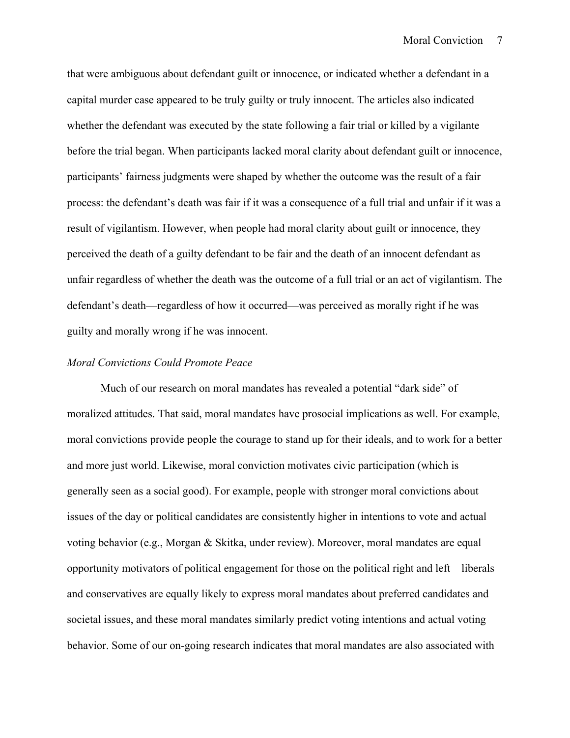that were ambiguous about defendant guilt or innocence, or indicated whether a defendant in a capital murder case appeared to be truly guilty or truly innocent. The articles also indicated whether the defendant was executed by the state following a fair trial or killed by a vigilante before the trial began. When participants lacked moral clarity about defendant guilt or innocence, participants' fairness judgments were shaped by whether the outcome was the result of a fair process: the defendant's death was fair if it was a consequence of a full trial and unfair if it was a result of vigilantism. However, when people had moral clarity about guilt or innocence, they perceived the death of a guilty defendant to be fair and the death of an innocent defendant as unfair regardless of whether the death was the outcome of a full trial or an act of vigilantism. The defendant's death—regardless of how it occurred—was perceived as morally right if he was guilty and morally wrong if he was innocent.

*Moral Convictions Could Promote Peace*

Much of our research on moral mandates has revealed a potential "dark side" of moralized attitudes. That said, moral mandates have prosocial implications as well. For example, moral convictions provide people the courage to stand up for their ideals, and to work for a better and more just world. Likewise, moral conviction motivates civic participation (which is generally seen as a social good). For example, people with stronger moral convictions about issues of the day or political candidates are consistently higher in intentions to vote and actual voting behavior (e.g., Morgan & Skitka, under review). Moreover, moral mandates are equal opportunity motivators of political engagement for those on the political right and left—liberals and conservatives are equally likely to express moral mandates about preferred candidates and societal issues, and these moral mandates similarly predict voting intentions and actual voting behavior. Some of our on-going research indicates that moral mandates are also associated with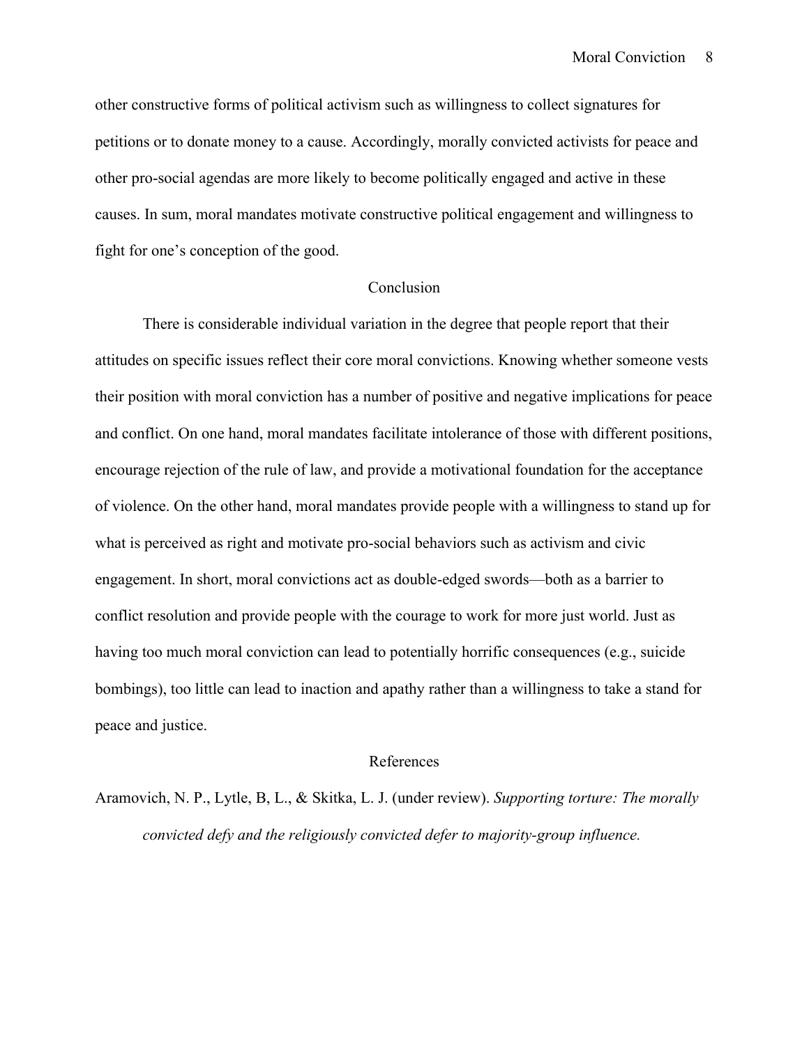other constructive forms of political activism such as willingness to collect signatures for petitions or to donate money to a cause. Accordingly, morally convicted activists for peace and other pro-social agendas are more likely to become politically engaged and active in these causes. In sum, moral mandates motivate constructive political engagement and willingness to fight for one's conception of the good.

## Conclusion

There is considerable individual variation in the degree that people report that their attitudes on specific issues reflect their core moral convictions. Knowing whether someone vests their position with moral conviction has a number of positive and negative implications for peace and conflict. On one hand, moral mandates facilitate intolerance of those with different positions, encourage rejection of the rule of law, and provide a motivational foundation for the acceptance of violence. On the other hand, moral mandates provide people with a willingness to stand up for what is perceived as right and motivate pro-social behaviors such as activism and civic engagement. In short, moral convictions act as double-edged swords—both as a barrier to conflict resolution and provide people with the courage to work for more just world. Just as having too much moral conviction can lead to potentially horrific consequences (e.g., suicide bombings), too little can lead to inaction and apathy rather than a willingness to take a stand for peace and justice.

## References

Aramovich, N. P., Lytle, B, L., & Skitka, L. J. (under review). *Supporting torture: The morally convicted defy and the religiously convicted defer to majority-group influence.*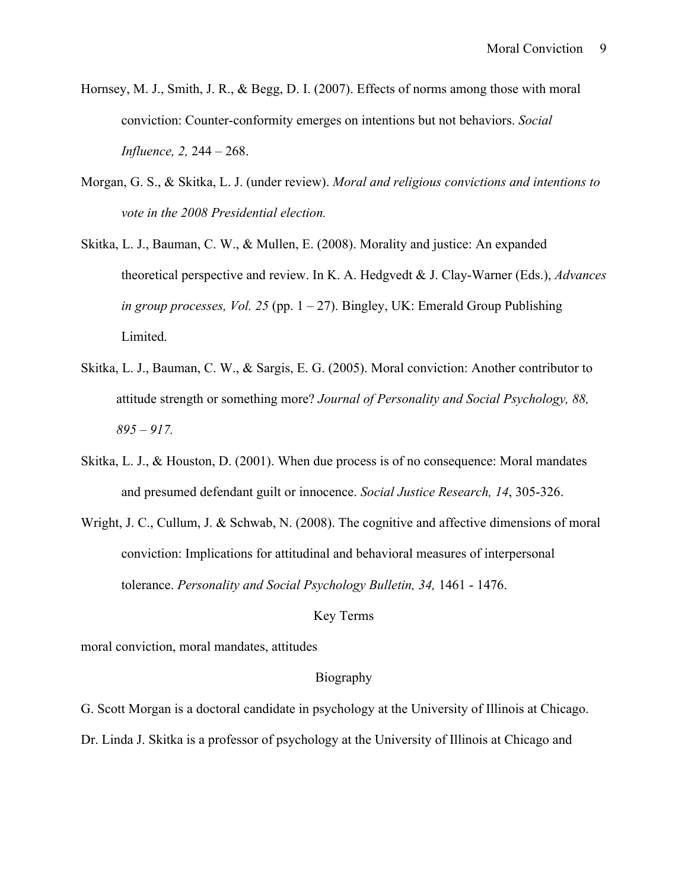Hornsey, M. J., Smith, J. R., & Begg, D. I. (2007). Effects of norms among those with moral conviction: Counter-conformity emerges on intentions but not behaviors. *Social Influence, 2,* 244 – 268.

Morgan, G. S., & Skitka, L. J. (under review). *Moral and religious convictions and intentions to vote in the 2008 Presidential election.*

Skitka, L. J., Bauman, C. W., & Mullen, E. (2008). Morality and justice: An expanded theoretical perspective and review. In K. A. Hedgvedt & J. Clay-Warner (Eds.), *Advances in group processes, Vol. 25* (pp. 1 – 27). Bingley, UK: Emerald Group Publishing Limited.

Skitka, L. J., Bauman, C. W., & Sargis, E. G. (2005). Moral conviction: Another contributor to attitude strength or something more? *Journal of Personality and Social Psychology, 88, 895 – 917.*

Skitka, L. J., & Houston, D. (2001). When due process is of no consequence: Moral mandates and presumed defendant guilt or innocence. *Social Justice Research, 14*, 305-326.

Wright, J. C., Cullum, J. & Schwab, N. (2008). The cognitive and affective dimensions of moral conviction: Implications for attitudinal and behavioral measures of interpersonal tolerance. *Personality and Social Psychology Bulletin, 34,* 1461 - 1476.

## Key Terms

moral conviction, moral mandates, attitudes

## Biography

G. Scott Morgan is a doctoral candidate in psychology at the University of Illinois at Chicago. Dr. Linda J. Skitka is a professor of psychology at the University of Illinois at Chicago and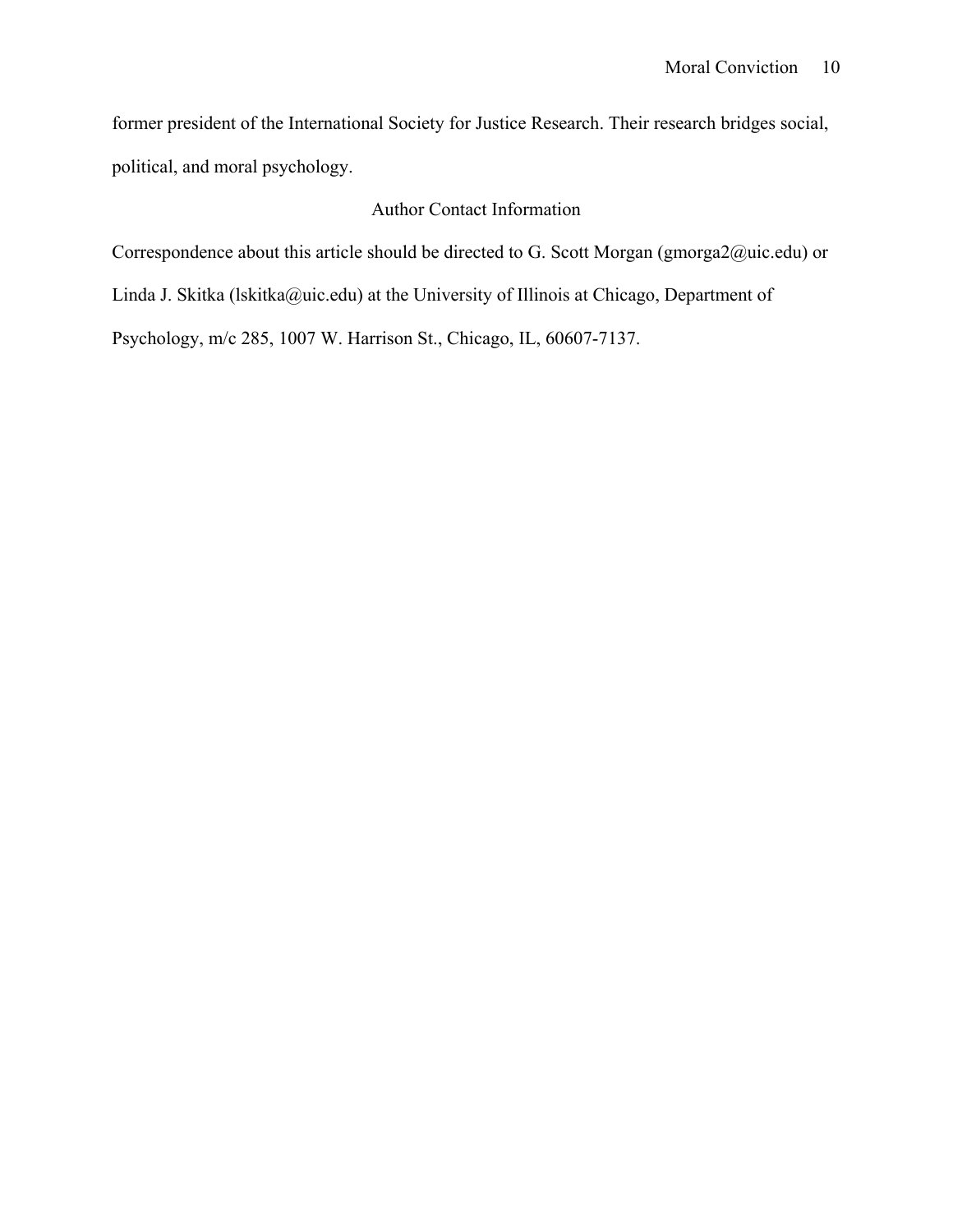former president of the International Society for Justice Research. Their research bridges social, political, and moral psychology.

## Author Contact Information

Correspondence about this article should be directed to G. Scott Morgan (gmorga2@uic.edu) or Linda J. Skitka (lskitka@uic.edu) at the University of Illinois at Chicago, Department of Psychology, m/c 285, 1007 W. Harrison St., Chicago, IL, 60607-7137.